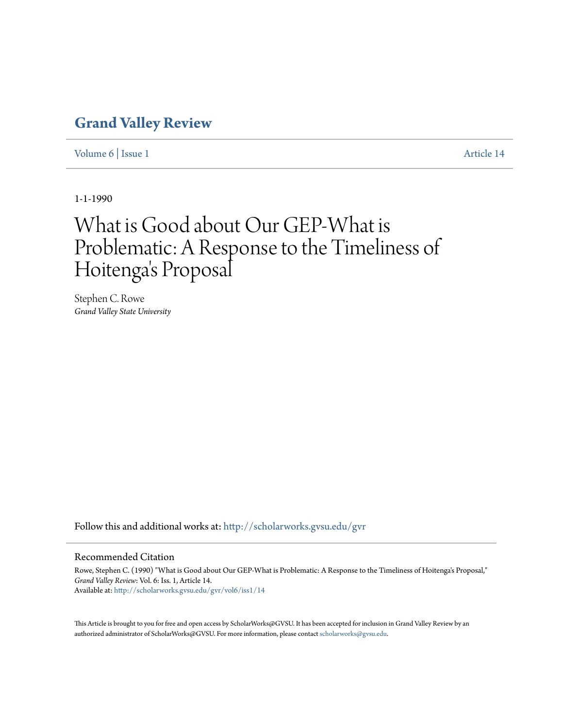# Grand Valley Review

Volume 6 | Issue 1 Article 14

1-1-1990

# What is Good about Our GEP-What is Problematic: A Response to the Timeliness of Hoitenga's Proposal

Stephen C. Rowe
*Grand Valley State University*

Follow this and additional works at: http://scholarworks.gvsu.edu/gvr

## Recommended Citation

Rowe, Stephen C. (1990) "What is Good about Our GEP-What is Problematic: A Response to the Timeliness of Hoitenga's Proposal," *Grand Valley Review*: Vol. 6: Iss. 1, Article 14.
Available at: http://scholarworks.gvsu.edu/gvr/vol6/iss1/14

This Article is brought to you for free and open access by ScholarWorks@GVSU. It has been accepted for inclusion in Grand Valley Review by an authorized administrator of ScholarWorks@GVSU. For more information, please contact scholarworks@gvsu.edu.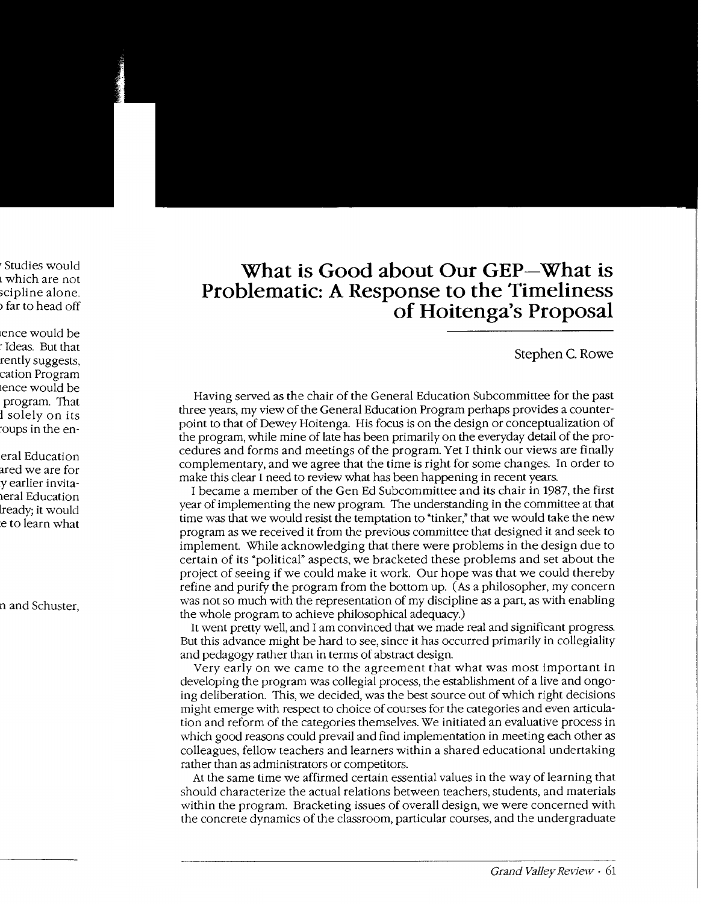# What is Good about Our GEP—What is Problematic: A Response to the Timeliness of Hoitenga's Proposal

Stephen C. Rowe

Having served as the chair of the General Education Subcommittee for the past three years, my view of the General Education Program perhaps provides a counterpoint to that of Dewey Hoitenga. His focus is on the design or conceptualization of the program, while mine of late has been primarily on the everyday detail of the procedures and forms and meetings of the program. Yet I think our views are finally complementary, and we agree that the time is right for some changes. In order to make this clear I need to review what has been happening in recent years.

I became a member of the Gen Ed Subcommittee and its chair in 1987, the first year of implementing the new program. The understanding in the committee at that time was that we would resist the temptation to "tinker," that we would take the new program as we received it from the previous committee that designed it and seek to implement. While acknowledging that there were problems in the design due to certain of its "political" aspects, we bracketed these problems and set about the project of seeing if we could make it work. Our hope was that we could thereby refine and purify the program from the bottom up. (As a philosopher, my concern was not so much with the representation of my discipline as a part, as with enabling the whole program to achieve philosophical adequacy.)

It went pretty well, and I am convinced that we made real and significant progress. But this advance might be hard to see, since it has occurred primarily in collegiality and pedagogy rather than in terms of abstract design.

Very early on we came to the agreement that what was most important in developing the program was collegial process, the establishment of a live and ongoing deliberation. This, we decided, was the best source out of which right decisions might emerge with respect to choice of courses for the categories and even articulation and reform of the categories themselves. We initiated an evaluative process in which good reasons could prevail and find implementation in meeting each other as colleagues, fellow teachers and learners within a shared educational undertaking rather than as administrators or competitors.

At the same time we affirmed certain essential values in the way of learning that should characterize the actual relations between teachers, students, and materials within the program. Bracketing issues of overall design, we were concerned with the concrete dynamics of the classroom, particular courses, and the undergraduate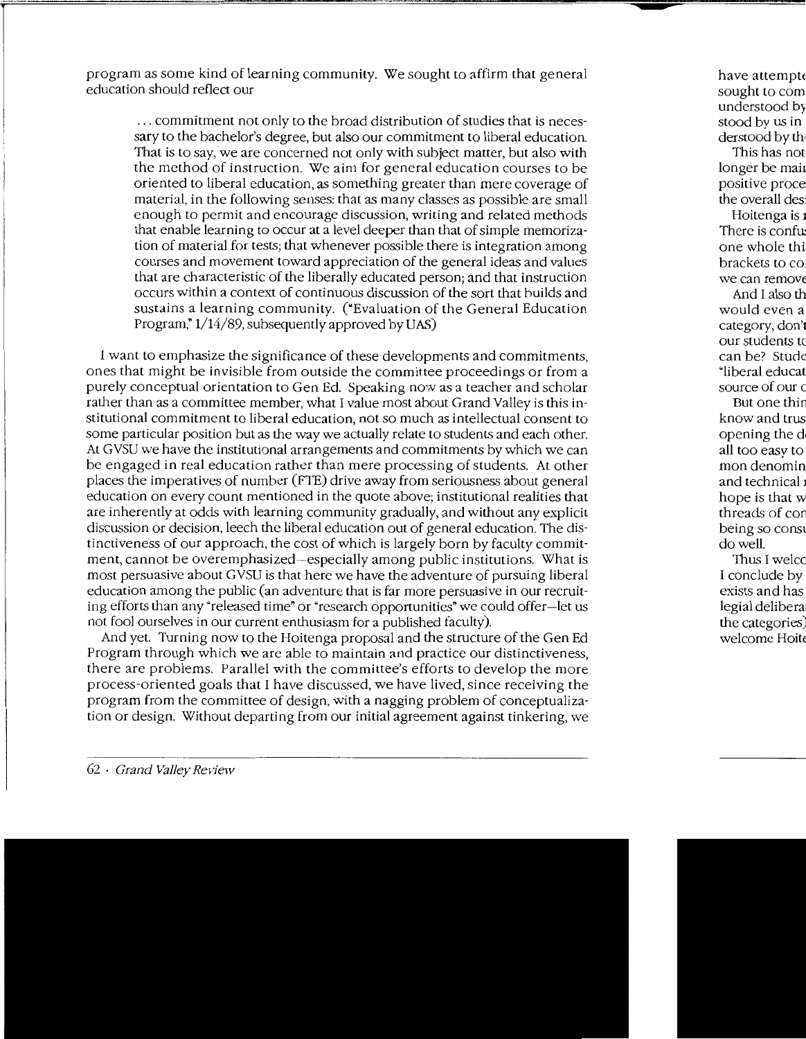program as some kind of learning community. We sought to affirm that general education should reflect our

> ... commitment not only to the broad distribution of studies that is necessary to the bachelor's degree, but also our commitment to liberal education. That is to say, we are concerned not only with subject matter, but also with the method of instruction. We aim for general education courses to be oriented to liberal education, as something greater than mere coverage of material, in the following senses: that as many classes as possible are small enough to permit and encourage discussion, writing and related methods that enable learning to occur at a level deeper than that of simple memorization of material for tests; that whenever possible there is integration among courses and movement toward appreciation of the general ideas and values that are characteristic of the liberally educated person; and that instruction occurs within a context of continuous discussion of the sort that builds and sustains a learning community. ("Evaluation of the General Education Program," 1/14/89, subsequently approved by UAS)

I want to emphasize the significance of these developments and commitments, ones that might be invisible from outside the committee proceedings or from a purely conceptual orientation to Gen Ed. Speaking now as a teacher and scholar rather than as a committee member, what I value most about Grand Valley is this institutional commitment to liberal education, not so much as intellectual consent to some particular position but as the way we actually relate to students and each other. At GVSU we have the institutional arrangements and commitments by which we can be engaged in real education rather than mere processing of students. At other places the imperatives of number (FTE) drive away from seriousness about general education on every count mentioned in the quote above; institutional realities that are inherently at odds with learning community gradually, and without any explicit discussion or decision, leech the liberal education out of general education. The distinctiveness of our approach, the cost of which is largely born by faculty commitment, cannot be overemphasized—especially among public institutions. What is most persuasive about GVSU is that here we have the adventure of pursuing liberal education among the public (an adventure that is far more persuasive in our recruiting efforts than any "released time" or "research opportunities" we could offer—let us not fool ourselves in our current enthusiasm for a published faculty).

And yet. Turning now to the Hoitenga proposal and the structure of the Gen Ed Program through which we are able to maintain and practice our distinctiveness, there are problems. Parallel with the committee's efforts to develop the more process-oriented goals that I have discussed, we have lived, since receiving the program from the committee of design, with a nagging problem of conceptualization or design. Without departing from our initial agreement against tinkering, we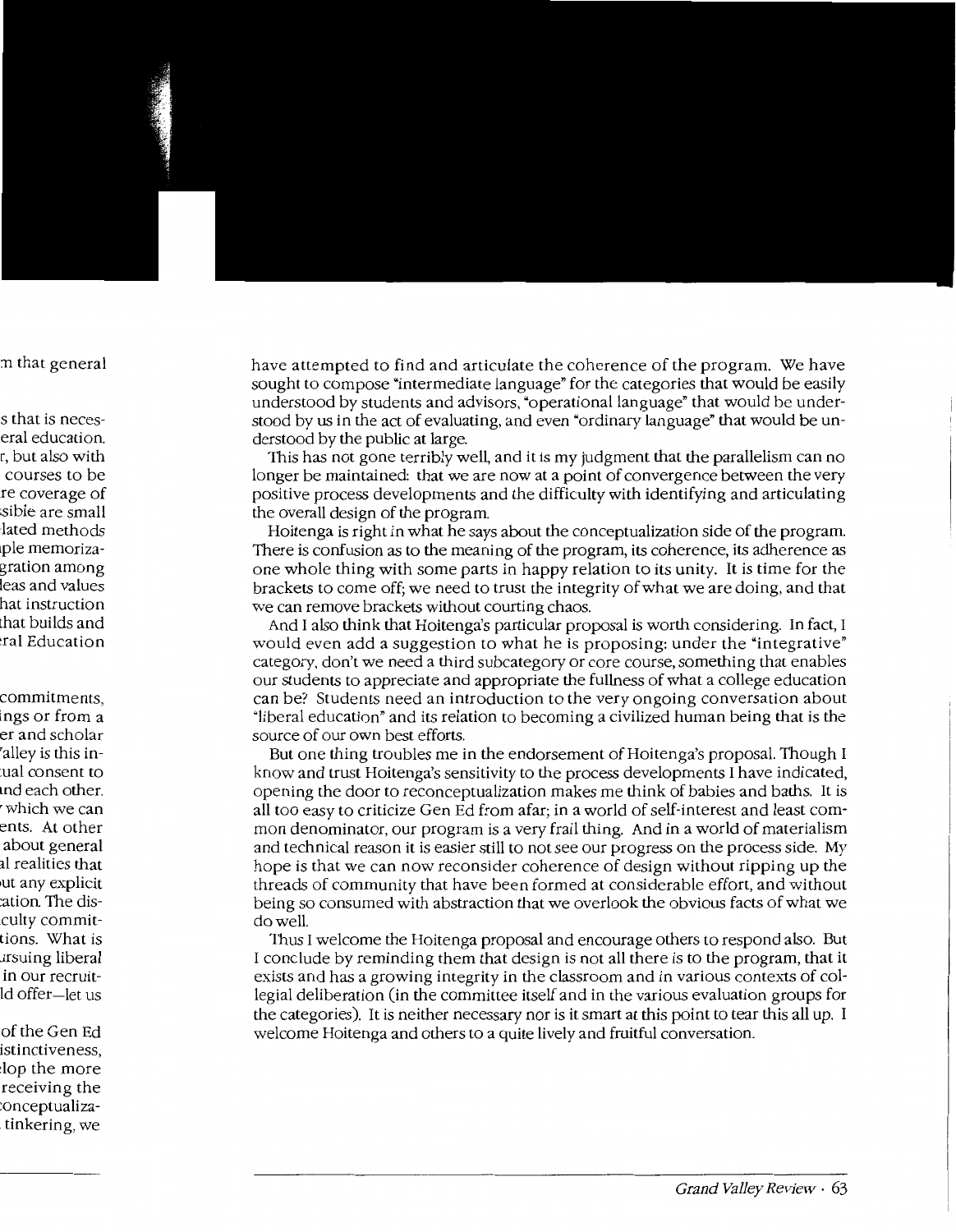have attempted to find and articulate the coherence of the program. We have sought to compose "intermediate language" for the categories that would be easily understood by students and advisors, "operational language" that would be understood by us in the act of evaluating, and even "ordinary language" that would be understood by the public at large.

This has not gone terribly well, and it is my judgment that the parallelism can no longer be maintained: that we are now at a point of convergence between the very positive process developments and the difficulty with identifying and articulating the overall design of the program.

Hoitenga is right in what he says about the conceptualization side of the program. There is confusion as to the meaning of the program, its coherence, its adherence as one whole thing with some parts in happy relation to its unity. It is time for the brackets to come off; we need to trust the integrity of what we are doing, and that we can remove brackets without courting chaos.

And I also think that Hoitenga's particular proposal is worth considering. In fact, I would even add a suggestion to what he is proposing: under the "integrative" category, don't we need a third subcategory or core course, something that enables our students to appreciate and appropriate the fullness of what a college education can be? Students need an introduction to the very ongoing conversation about "liberal education" and its relation to becoming a civilized human being that is the source of our own best efforts.

But one thing troubles me in the endorsement of Hoitenga's proposal. Though I know and trust Hoitenga's sensitivity to the process developments I have indicated, opening the door to reconceptualization makes me think of babies and baths. It is all too easy to criticize Gen Ed from afar; in a world of self-interest and least common denominator, our program is a very frail thing. And in a world of materialism and technical reason it is easier still to not see our progress on the process side. My hope is that we can now reconsider coherence of design without ripping up the threads of community that have been formed at considerable effort, and without being so consumed with abstraction that we overlook the obvious facts of what we do well.

Thus I welcome the Hoitenga proposal and encourage others to respond also. But I conclude by reminding them that design is not all there is to the program, that it exists and has a growing integrity in the classroom and in various contexts of collegial deliberation (in the committee itself and in the various evaluation groups for the categories). It is neither necessary nor is it smart at this point to tear this all up. I welcome Hoitenga and others to a quite lively and fruitful conversation.